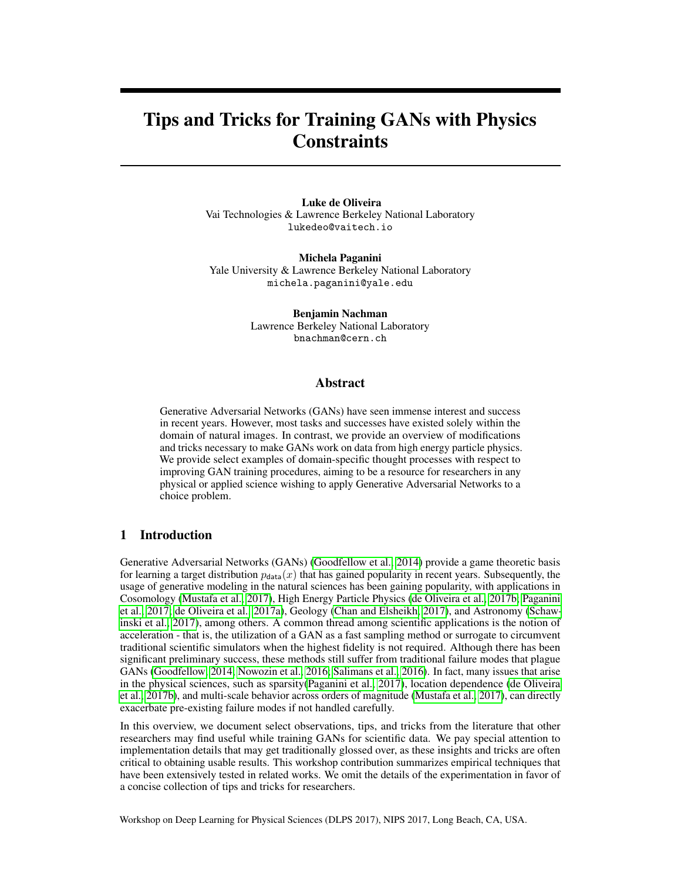# Tips and Tricks for Training GANs with Physics Constraints

**Luke de Oliveira**
Vai Technologies & Lawrence Berkeley National Laboratory
lukedeo@vaitech.io

**Michela Paganini**
Yale University & Lawrence Berkeley National Laboratory
michela.paganini@yale.edu

**Benjamin Nachman**
Lawrence Berkeley National Laboratory
bnachman@cern.ch

## Abstract

Generative Adversarial Networks (GANs) have seen immense interest and success in recent years. However, most tasks and successes have existed solely within the domain of natural images. In contrast, we provide an overview of modifications and tricks necessary to make GANs work on data from high energy particle physics. We provide select examples of domain-specific thought processes with respect to improving GAN training procedures, aiming to be a resource for researchers in any physical or applied science wishing to apply Generative Adversarial Networks to a choice problem.

## 1 Introduction

Generative Adversarial Networks (GANs) (Goodfellow et al., 2014) provide a game theoretic basis for learning a target distribution $p_{\mathsf{data}}(x)$ that has gained popularity in recent years. Subsequently, the usage of generative modeling in the natural sciences has been gaining popularity, with applications in Cosomology (Mustafa et al., 2017), High Energy Particle Physics (de Oliveira et al., 2017b; Paganini et al., 2017; de Oliveira et al., 2017a), Geology (Chan and Elsheikh, 2017), and Astronomy (Schawinski et al., 2017), among others. A common thread among scientific applications is the notion of acceleration - that is, the utilization of a GAN as a fast sampling method or surrogate to circumvent traditional scientific simulators when the highest fidelity is not required. Although there has been significant preliminary success, these methods still suffer from traditional failure modes that plague GANs (Goodfellow, 2014; Nowozin et al., 2016; Salimans et al., 2016). In fact, many issues that arise in the physical sciences, such as sparsity(Paganini et al., 2017), location dependence (de Oliveira et al., 2017b), and multi-scale behavior across orders of magnitude (Mustafa et al., 2017), can directly exacerbate pre-existing failure modes if not handled carefully.

In this overview, we document select observations, tips, and tricks from the literature that other researchers may find useful while training GANs for scientific data. We pay special attention to implementation details that may get traditionally glossed over, as these insights and tricks are often critical to obtaining usable results. This workshop contribution summarizes empirical techniques that have been extensively tested in related works. We omit the details of the experimentation in favor of a concise collection of tips and tricks for researchers.

Workshop on Deep Learning for Physical Sciences (DLPS 2017), NIPS 2017, Long Beach, CA, USA.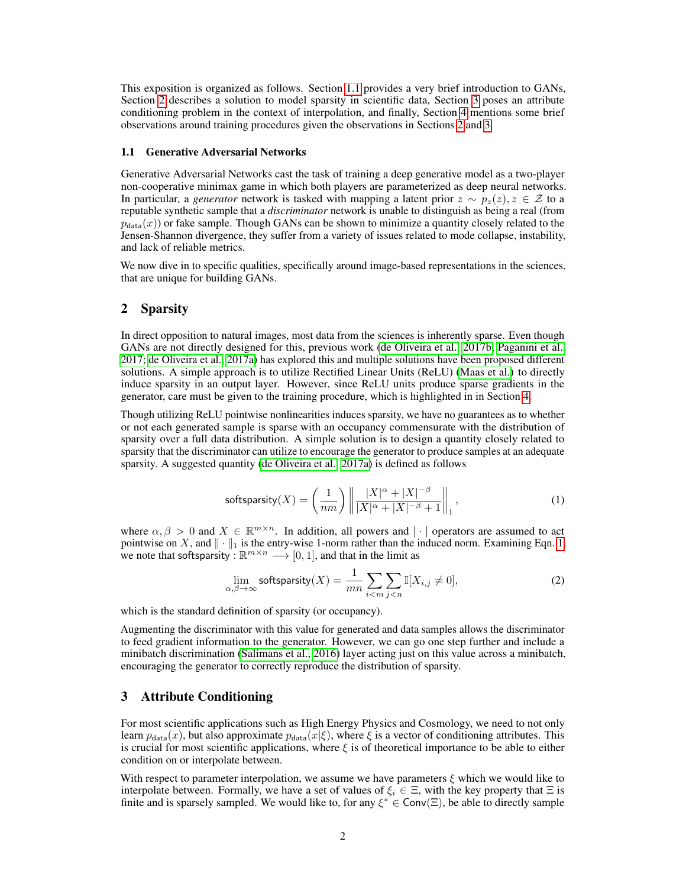This exposition is organized as follows. Section 1.1 provides a very brief introduction to GANs, Section 2 describes a solution to model sparsity in scientific data, Section 3 poses an attribute conditioning problem in the context of interpolation, and finally, Section 4 mentions some brief observations around training procedures given the observations in Sections 2 and 3.

### 1.1 Generative Adversarial Networks

Generative Adversarial Networks cast the task of training a deep generative model as a two-player non-cooperative minimax game in which both players are parameterized as deep neural networks. In particular, a *generator* network is tasked with mapping a latent prior $z \sim p_z(z), z \in \mathcal{Z}$ to a reputable synthetic sample that a *discriminator* network is unable to distinguish as being a real (from $p_{\mathsf{data}}(x)$) or fake sample. Though GANs can be shown to minimize a quantity closely related to the Jensen-Shannon divergence, they suffer from a variety of issues related to mode collapse, instability, and lack of reliable metrics.

We now dive in to specific qualities, specifically around image-based representations in the sciences, that are unique for building GANs.

## 2 Sparsity

In direct opposition to natural images, most data from the sciences is inherently sparse. Even though GANs are not directly designed for this, previous work (de Oliveira et al., 2017b; Paganini et al., 2017; de Oliveira et al., 2017a) has explored this and multiple solutions have been proposed different solutions. A simple approach is to utilize Rectified Linear Units (ReLU) (Maas et al.) to directly induce sparsity in an output layer. However, since ReLU units produce sparse gradients in the generator, care must be given to the training procedure, which is highlighted in in Section 4.

Though utilizing ReLU pointwise nonlinearities induces sparsity, we have no guarantees as to whether or not each generated sample is sparse with an occupancy commensurate with the distribution of sparsity over a full data distribution. A simple solution is to design a quantity closely related to sparsity that the discriminator can utilize to encourage the generator to produce samples at an adequate sparsity. A suggested quantity (de Oliveira et al., 2017a) is defined as follows

$$\mathsf{softsparsity}(X) = \left(\frac{1}{nm}\right) \left\| \frac{|X|^{\alpha} + |X|^{-\beta}}{|X|^{\alpha} + |X|^{-\beta} + 1} \right\|_1, \tag{1}$$

where $\alpha, \beta > 0$ and $X \in \mathbb{R}^{m \times n}$. In addition, all powers and $|\cdot|$ operators are assumed to act pointwise on $X$, and $\|\cdot\|_1$ is the entry-wise 1-norm rather than the induced norm. Examining Eqn. 1, we note that $\mathsf{softsparsity} : \mathbb{R}^{m \times n} \longrightarrow [0, 1]$, and that in the limit as

$$\lim_{\alpha,\beta \to \infty} \mathsf{softsparsity}(X) = \frac{1}{mn} \sum_{i<m} \sum_{j<n} \mathbb{I}[X_{i,j} \neq 0], \tag{2}$$

which is the standard definition of sparsity (or occupancy).

Augmenting the discriminator with this value for generated and data samples allows the discriminator to feed gradient information to the generator. However, we can go one step further and include a minibatch discrimination (Salimans et al., 2016) layer acting just on this value across a minibatch, encouraging the generator to correctly reproduce the distribution of sparsity.

## 3 Attribute Conditioning

For most scientific applications such as High Energy Physics and Cosmology, we need to not only learn $p_{\mathsf{data}}(x)$, but also approximate $p_{\mathsf{data}}(x|\xi)$, where $\xi$ is a vector of conditioning attributes. This is crucial for most scientific applications, where $\xi$ is of theoretical importance to be able to either condition on or interpolate between.

With respect to parameter interpolation, we assume we have parameters $\xi$ which we would like to interpolate between. Formally, we have a set of values of $\xi_i \in \Xi$, with the key property that $\Xi$ is finite and is sparsely sampled. We would like to, for any $\xi^* \in \mathsf{Conv}(\Xi)$, be able to directly sample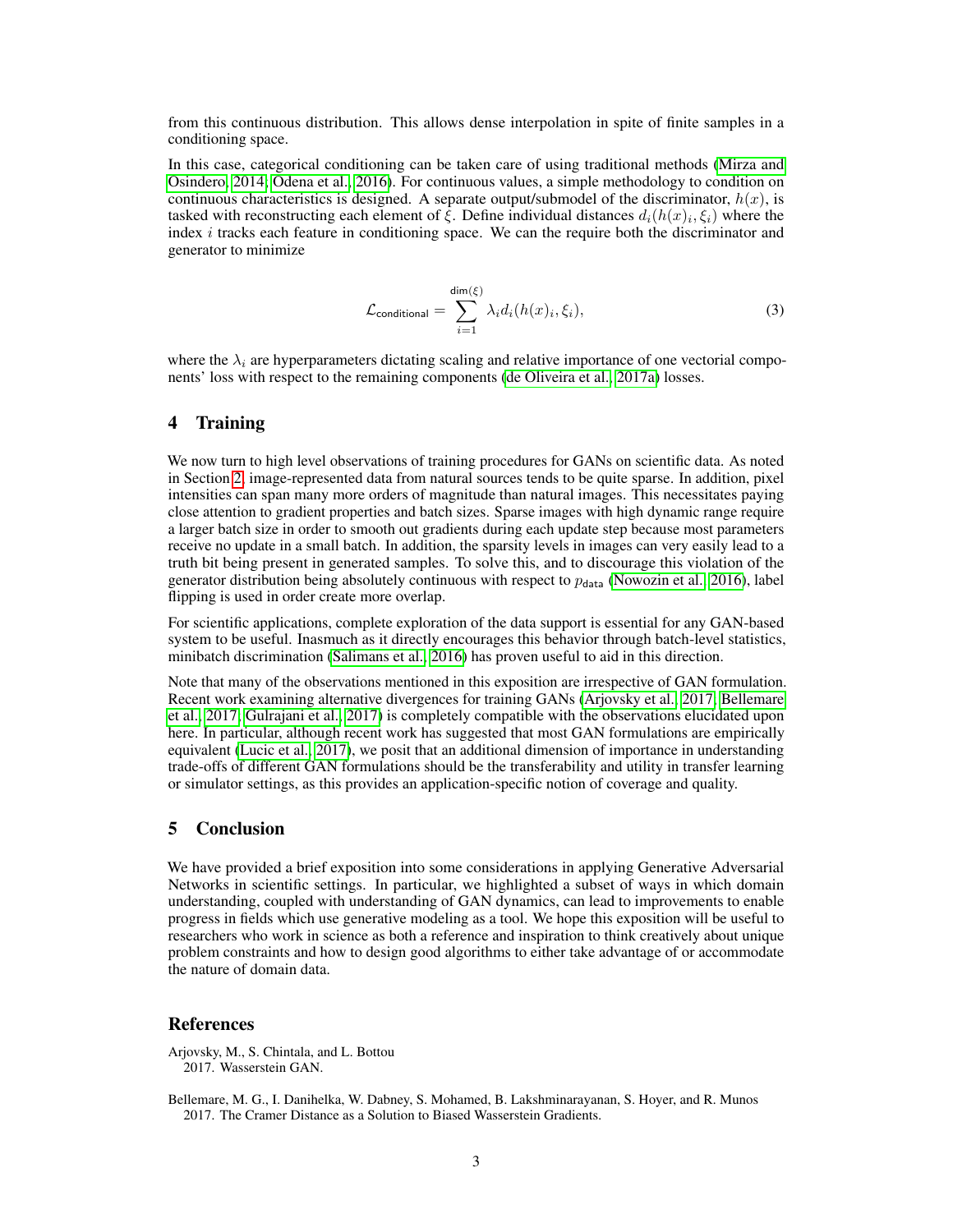from this continuous distribution. This allows dense interpolation in spite of finite samples in a conditioning space.

In this case, categorical conditioning can be taken care of using traditional methods (Mirza and Osindero, 2014; Odena et al., 2016). For continuous values, a simple methodology to condition on continuous characteristics is designed. A separate output/submodel of the discriminator, $h(x)$, is tasked with reconstructing each element of $\xi$. Define individual distances $d_i(h(x)_i, \xi_i)$ where the index $i$ tracks each feature in conditioning space. We can the require both the discriminator and generator to minimize

$$\mathcal{L}_{\mathsf{conditional}} = \sum_{i=1}^{\mathsf{dim}(\xi)} \lambda_i d_i(h(x)_i, \xi_i), \tag{3}$$

where the $\lambda_i$ are hyperparameters dictating scaling and relative importance of one vectorial components' loss with respect to the remaining components (de Oliveira et al., 2017a) losses.

## 4 Training

We now turn to high level observations of training procedures for GANs on scientific data. As noted in Section 2, image-represented data from natural sources tends to be quite sparse. In addition, pixel intensities can span many more orders of magnitude than natural images. This necessitates paying close attention to gradient properties and batch sizes. Sparse images with high dynamic range require a larger batch size in order to smooth out gradients during each update step because most parameters receive no update in a small batch. In addition, the sparsity levels in images can very easily lead to a truth bit being present in generated samples. To solve this, and to discourage this violation of the generator distribution being absolutely continuous with respect to $p_{\mathsf{data}}$ (Nowozin et al., 2016), label flipping is used in order create more overlap.

For scientific applications, complete exploration of the data support is essential for any GAN-based system to be useful. Inasmuch as it directly encourages this behavior through batch-level statistics, minibatch discrimination (Salimans et al., 2016) has proven useful to aid in this direction.

Note that many of the observations mentioned in this exposition are irrespective of GAN formulation. Recent work examining alternative divergences for training GANs (Arjovsky et al., 2017; Bellemare et al., 2017; Gulrajani et al., 2017) is completely compatible with the observations elucidated upon here. In particular, although recent work has suggested that most GAN formulations are empirically equivalent (Lucic et al., 2017), we posit that an additional dimension of importance in understanding trade-offs of different GAN formulations should be the transferability and utility in transfer learning or simulator settings, as this provides an application-specific notion of coverage and quality.

## 5 Conclusion

We have provided a brief exposition into some considerations in applying Generative Adversarial Networks in scientific settings. In particular, we highlighted a subset of ways in which domain understanding, coupled with understanding of GAN dynamics, can lead to improvements to enable progress in fields which use generative modeling as a tool. We hope this exposition will be useful to researchers who work in science as both a reference and inspiration to think creatively about unique problem constraints and how to design good algorithms to either take advantage of or accommodate the nature of domain data.

## References

Arjovsky, M., S. Chintala, and L. Bottou
2017. Wasserstein GAN.

Bellemare, M. G., I. Danihelka, W. Dabney, S. Mohamed, B. Lakshminarayanan, S. Hoyer, and R. Munos
2017. The Cramer Distance as a Solution to Biased Wasserstein Gradients.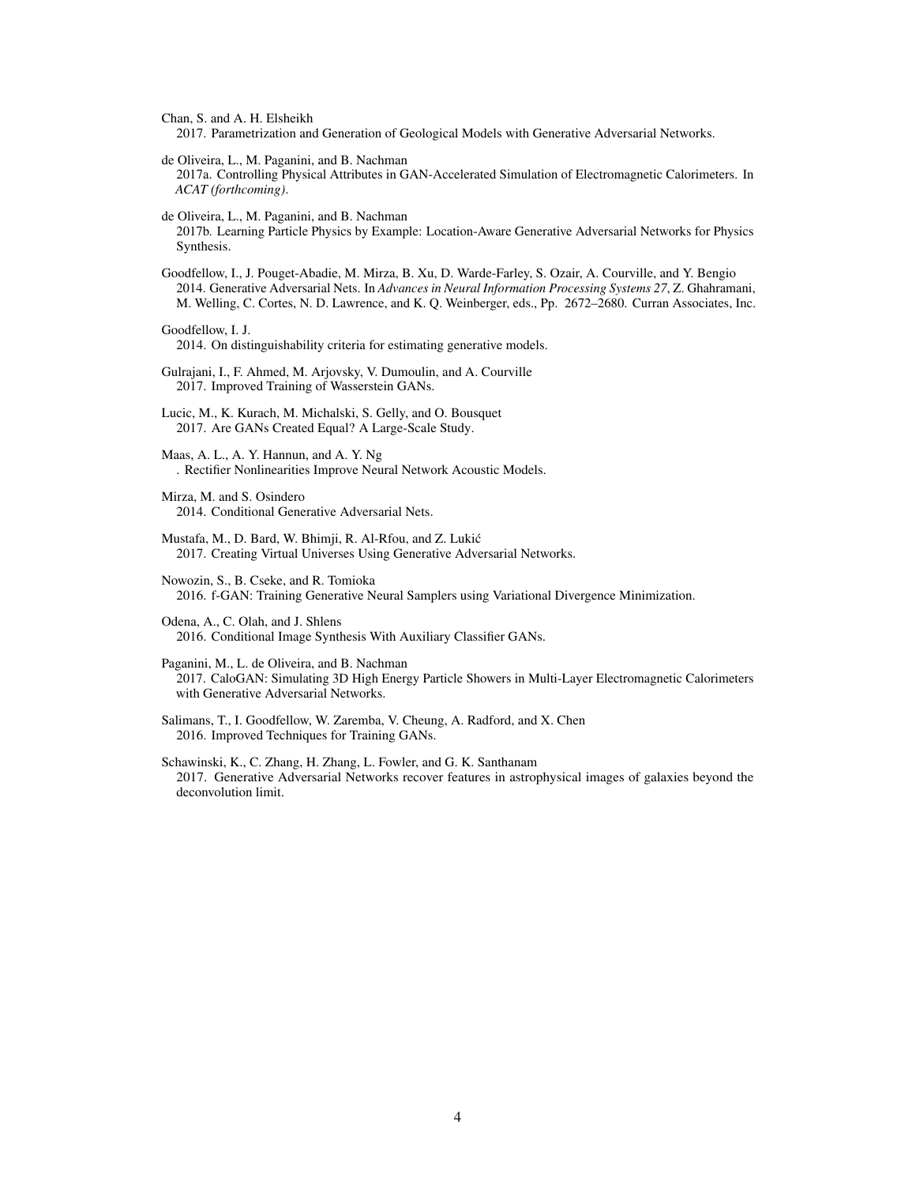Chan, S. and A. H. Elsheikh
2017. Parametrization and Generation of Geological Models with Generative Adversarial Networks.

de Oliveira, L., M. Paganini, and B. Nachman
2017a. Controlling Physical Attributes in GAN-Accelerated Simulation of Electromagnetic Calorimeters. In *ACAT (forthcoming)*.

de Oliveira, L., M. Paganini, and B. Nachman
2017b. Learning Particle Physics by Example: Location-Aware Generative Adversarial Networks for Physics Synthesis.

Goodfellow, I., J. Pouget-Abadie, M. Mirza, B. Xu, D. Warde-Farley, S. Ozair, A. Courville, and Y. Bengio
2014. Generative Adversarial Nets. In *Advances in Neural Information Processing Systems 27*, Z. Ghahramani, M. Welling, C. Cortes, N. D. Lawrence, and K. Q. Weinberger, eds., Pp. 2672–2680. Curran Associates, Inc.

Goodfellow, I. J.
2014. On distinguishability criteria for estimating generative models.

Gulrajani, I., F. Ahmed, M. Arjovsky, V. Dumoulin, and A. Courville
2017. Improved Training of Wasserstein GANs.

Lucic, M., K. Kurach, M. Michalski, S. Gelly, and O. Bousquet
2017. Are GANs Created Equal? A Large-Scale Study.

Maas, A. L., A. Y. Hannun, and A. Y. Ng
. Rectifier Nonlinearities Improve Neural Network Acoustic Models.

Mirza, M. and S. Osindero
2014. Conditional Generative Adversarial Nets.

Mustafa, M., D. Bard, W. Bhimji, R. Al-Rfou, and Z. Lukić
2017. Creating Virtual Universes Using Generative Adversarial Networks.

Nowozin, S., B. Cseke, and R. Tomioka
2016. f-GAN: Training Generative Neural Samplers using Variational Divergence Minimization.

Odena, A., C. Olah, and J. Shlens
2016. Conditional Image Synthesis With Auxiliary Classifier GANs.

Paganini, M., L. de Oliveira, and B. Nachman
2017. CaloGAN: Simulating 3D High Energy Particle Showers in Multi-Layer Electromagnetic Calorimeters with Generative Adversarial Networks.

Salimans, T., I. Goodfellow, W. Zaremba, V. Cheung, A. Radford, and X. Chen
2016. Improved Techniques for Training GANs.

Schawinski, K., C. Zhang, H. Zhang, L. Fowler, and G. K. Santhanam
2017. Generative Adversarial Networks recover features in astrophysical images of galaxies beyond the deconvolution limit.